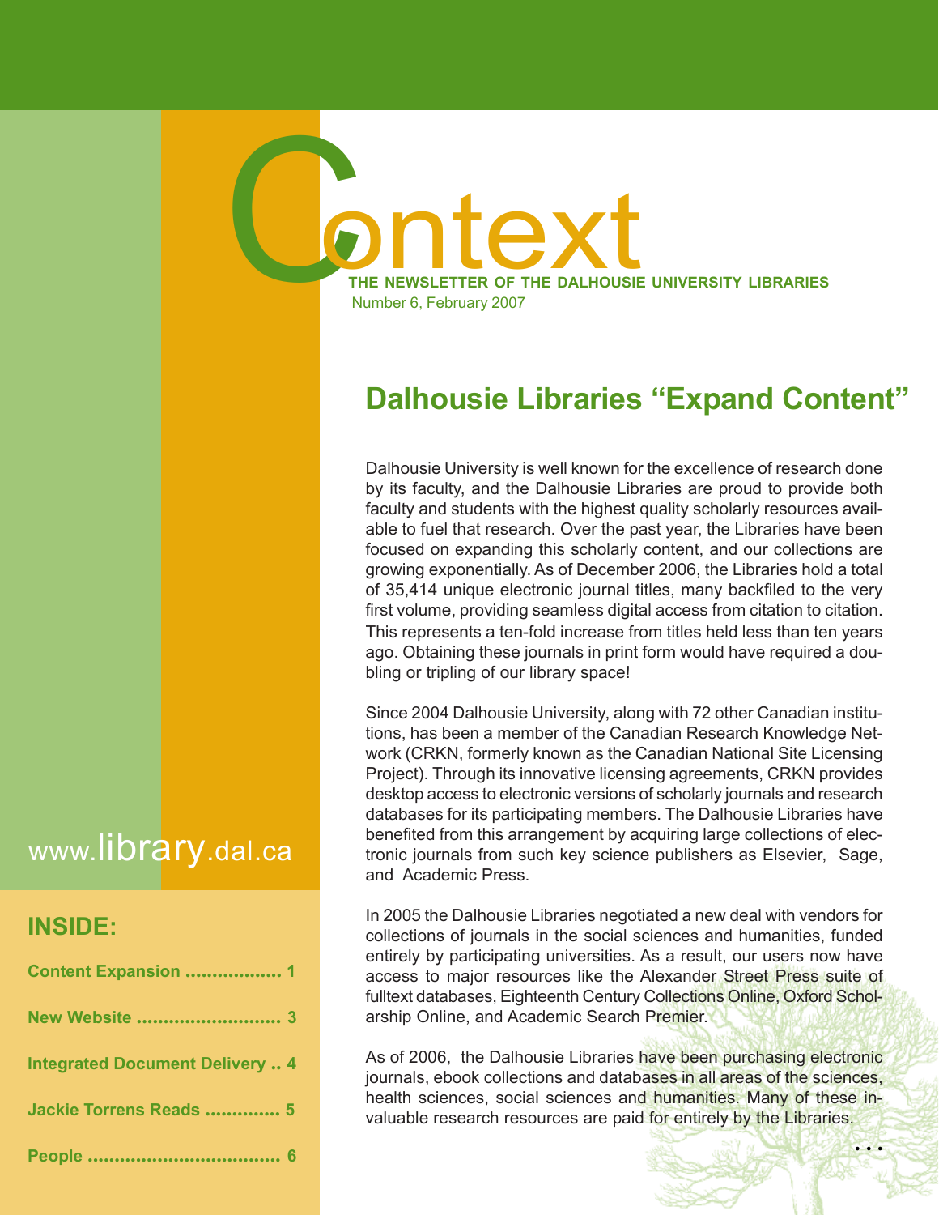# Context

**THE NEWSLETTER OF THE DALHOUSIE UNIVERSITY LIBRARIES**

Number 6, February 2007

www.library.dal.ca

## INSIDE:

- **Content Expansion .................. 1**
- **New Website ........................... 3**
- **Integrated Document Delivery .. 4**
- **Jackie Torrens Reads .............. 5**
- **People .................................... 6**

## Dalhousie Libraries "Expand Content"

Dalhousie University is well known for the excellence of research done by its faculty, and the Dalhousie Libraries are proud to provide both faculty and students with the highest quality scholarly resources available to fuel that research. Over the past year, the Libraries have been focused on expanding this scholarly content, and our collections are growing exponentially. As of December 2006, the Libraries hold a total of 35,414 unique electronic journal titles, many backfiled to the very first volume, providing seamless digital access from citation to citation. This represents a ten-fold increase from titles held less than ten years ago. Obtaining these journals in print form would have required a doubling or tripling of our library space!

Since 2004 Dalhousie University, along with 72 other Canadian institutions, has been a member of the Canadian Research Knowledge Network (CRKN, formerly known as the Canadian National Site Licensing Project). Through its innovative licensing agreements, CRKN provides desktop access to electronic versions of scholarly journals and research databases for its participating members. The Dalhousie Libraries have benefited from this arrangement by acquiring large collections of electronic journals from such key science publishers as Elsevier, Sage, and Academic Press.

In 2005 the Dalhousie Libraries negotiated a new deal with vendors for collections of journals in the social sciences and humanities, funded entirely by participating universities. As a result, our users now have access to major resources like the Alexander Street Press suite of fulltext databases, Eighteenth Century Collections Online, Oxford Scholarship Online, and Academic Search Premier.

As of 2006, the Dalhousie Libraries have been purchasing electronic journals, ebook collections and databases in all areas of the sciences, health sciences, social sciences and humanities. Many of these invaluable research resources are paid for entirely by the Libraries.

• • •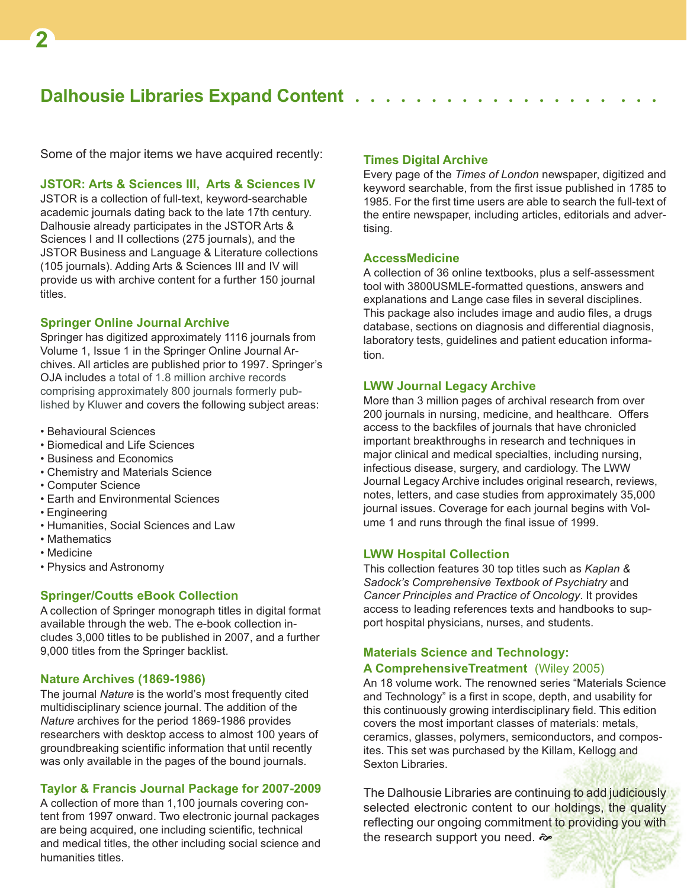## Dalhousie Libraries Expand Content

Some of the major items we have acquired recently:

### JSTOR: Arts & Sciences III, Arts & Sciences IV

JSTOR is a collection of full-text, keyword-searchable academic journals dating back to the late 17th century. Dalhousie already participates in the JSTOR Arts & Sciences I and II collections (275 journals), and the JSTOR Business and Language & Literature collections (105 journals). Adding Arts & Sciences III and IV will provide us with archive content for a further 150 journal titles.

### Springer Online Journal Archive

Springer has digitized approximately 1116 journals from Volume 1, Issue 1 in the Springer Online Journal Archives. All articles are published prior to 1997. Springer's OJA includes a total of 1.8 million archive records comprising approximately 800 journals formerly published by Kluwer and covers the following subject areas:

- Behavioural Sciences
- Biomedical and Life Sciences
- Business and Economics
- Chemistry and Materials Science
- Computer Science
- Earth and Environmental Sciences
- Engineering
- Humanities, Social Sciences and Law
- Mathematics
- Medicine
- Physics and Astronomy

### Springer/Coutts eBook Collection

A collection of Springer monograph titles in digital format available through the web. The e-book collection includes 3,000 titles to be published in 2007, and a further 9,000 titles from the Springer backlist.

### Nature Archives (1869-1986)

The journal *Nature* is the world's most frequently cited multidisciplinary science journal. The addition of the *Nature* archives for the period 1869-1986 provides researchers with desktop access to almost 100 years of groundbreaking scientific information that until recently was only available in the pages of the bound journals.

### Taylor & Francis Journal Package for 2007-2009

A collection of more than 1,100 journals covering content from 1997 onward. Two electronic journal packages are being acquired, one including scientific, technical and medical titles, the other including social science and humanities titles.

### Times Digital Archive

Every page of the *Times of London* newspaper, digitized and keyword searchable, from the first issue published in 1785 to 1985. For the first time users are able to search the full-text of the entire newspaper, including articles, editorials and advertising.

### AccessMedicine

A collection of 36 online textbooks, plus a self-assessment tool with 3800USMLE-formatted questions, answers and explanations and Lange case files in several disciplines. This package also includes image and audio files, a drugs database, sections on diagnosis and differential diagnosis, laboratory tests, guidelines and patient education information.

### LWW Journal Legacy Archive

More than 3 million pages of archival research from over 200 journals in nursing, medicine, and healthcare. Offers access to the backfiles of journals that have chronicled important breakthroughs in research and techniques in major clinical and medical specialties, including nursing, infectious disease, surgery, and cardiology. The LWW Journal Legacy Archive includes original research, reviews, notes, letters, and case studies from approximately 35,000 journal issues. Coverage for each journal begins with Volume 1 and runs through the final issue of 1999.

### LWW Hospital Collection

This collection features 30 top titles such as *Kaplan & Sadock's Comprehensive Textbook of Psychiatry* and *Cancer Principles and Practice of Oncology*. It provides access to leading references texts and handbooks to support hospital physicians, nurses, and students.

### Materials Science and Technology: A ComprehensiveTreatment (Wiley 2005)

An 18 volume work. The renowned series "Materials Science and Technology" is a first in scope, depth, and usability for this continuously growing interdisciplinary field. This edition covers the most important classes of materials: metals, ceramics, glasses, polymers, semiconductors, and composites. This set was purchased by the Killam, Kellogg and Sexton Libraries.

The Dalhousie Libraries are continuing to add judiciously selected electronic content to our holdings, the quality reflecting our ongoing commitment to providing you with the research support you need.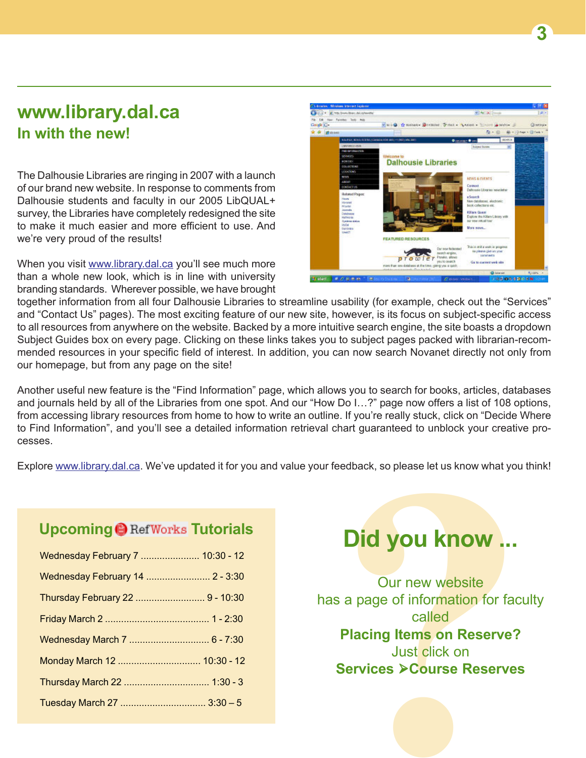## www.library.dal.ca

### In with the new!

The Dalhousie Libraries are ringing in 2007 with a launch of our brand new website. In response to comments from Dalhousie students and faculty in our 2005 LibQUAL+ survey, the Libraries have completely redesigned the site to make it much easier and more efficient to use. And we're very proud of the results!

When you visit www.library.dal.ca you'll see much more than a whole new look, which is in line with university branding standards. Wherever possible, we have brought together information from all four Dalhousie Libraries to streamline usability (for example, check out the "Services" and "Contact Us" pages). The most exciting feature of our new site, however, is its focus on subject-specific access to all resources from anywhere on the website. Backed by a more intuitive search engine, the site boasts a dropdown Subject Guides box on every page. Clicking on these links takes you to subject pages packed with librarian-recommended resources in your specific field of interest. In addition, you can now search Novanet directly not only from our homepage, but from any page on the site!

Another useful new feature is the "Find Information" page, which allows you to search for books, articles, databases and journals held by all of the Libraries from one spot. And our "How Do I…?" page now offers a list of 108 options, from accessing library resources from home to how to write an outline. If you're really stuck, click on "Decide Where to Find Information", and you'll see a detailed information retrieval chart guaranteed to unblock your creative processes.

Explore www.library.dal.ca. We've updated it for you and value your feedback, so please let us know what you think!

### Upcoming RefWorks Tutorials

| Date | Time |
|---|---|
| Wednesday February 7 | 10:30 - 12 |
| Wednesday February 14 | 2 - 3:30 |
| Thursday February 22 | 9 - 10:30 |
| Friday March 2 | 1 - 2:30 |
| Wednesday March 7 | 6 - 7:30 |
| Monday March 12 | 10:30 - 12 |
| Thursday March 22 | 1:30 - 3 |
| Tuesday March 27 | 3:30 – 5 |

### Did you know ...

Our new website has a page of information for faculty called **Placing Items on Reserve?** Just click on **Services ➢Course Reserves**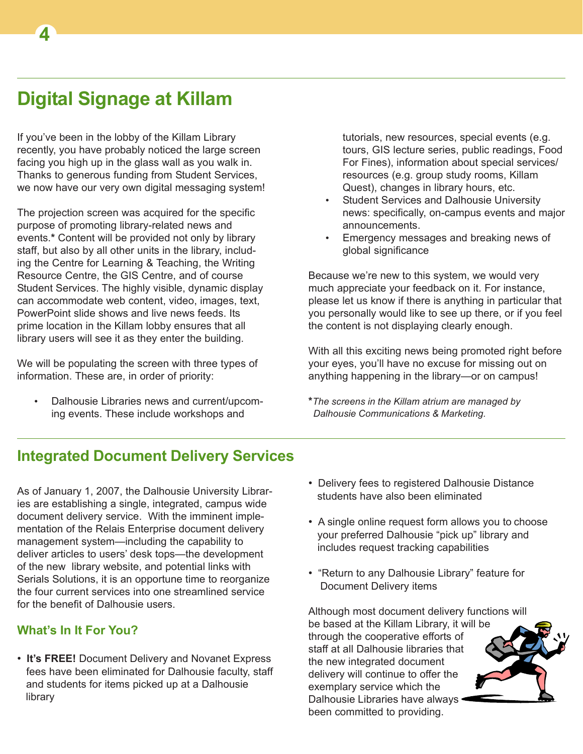## Digital Signage at Killam

If you've been in the lobby of the Killam Library recently, you have probably noticed the large screen facing you high up in the glass wall as you walk in. Thanks to generous funding from Student Services, we now have our very own digital messaging system!

The projection screen was acquired for the specific purpose of promoting library-related news and events.* Content will be provided not only by library staff, but also by all other units in the library, including the Centre for Learning & Teaching, the Writing Resource Centre, the GIS Centre, and of course Student Services. The highly visible, dynamic display can accommodate web content, video, images, text, PowerPoint slide shows and live news feeds. Its prime location in the Killam lobby ensures that all library users will see it as they enter the building.

We will be populating the screen with three types of information. These are, in order of priority:

- Dalhousie Libraries news and current/upcoming events. These include workshops and tutorials, new resources, special events (e.g. tours, GIS lecture series, public readings, Food For Fines), information about special services/ resources (e.g. group study rooms, Killam Quest), changes in library hours, etc.
- Student Services and Dalhousie University news: specifically, on-campus events and major announcements.
- Emergency messages and breaking news of global significance

Because we're new to this system, we would very much appreciate your feedback on it. For instance, please let us know if there is anything in particular that you personally would like to see up there, or if you feel the content is not displaying clearly enough.

With all this exciting news being promoted right before your eyes, you'll have no excuse for missing out on anything happening in the library—or on campus!

**The screens in the Killam atrium are managed by Dalhousie Communications & Marketing.*

## Integrated Document Delivery Services

As of January 1, 2007, the Dalhousie University Libraries are establishing a single, integrated, campus wide document delivery service. With the imminent implementation of the Relais Enterprise document delivery management system—including the capability to deliver articles to users' desk tops—the development of the new library website, and potential links with Serials Solutions, it is an opportune time to reorganize the four current services into one streamlined service for the benefit of Dalhousie users.

### What's In It For You?

- **It's FREE!** Document Delivery and Novanet Express fees have been eliminated for Dalhousie faculty, staff and students for items picked up at a Dalhousie library
- Delivery fees to registered Dalhousie Distance students have also been eliminated
- A single online request form allows you to choose your preferred Dalhousie "pick up" library and includes request tracking capabilities
- "Return to any Dalhousie Library" feature for Document Delivery items

Although most document delivery functions will be based at the Killam Library, it will be through the cooperative efforts of staff at all Dalhousie libraries that the new integrated document delivery will continue to offer the exemplary service which the Dalhousie Libraries have always been committed to providing.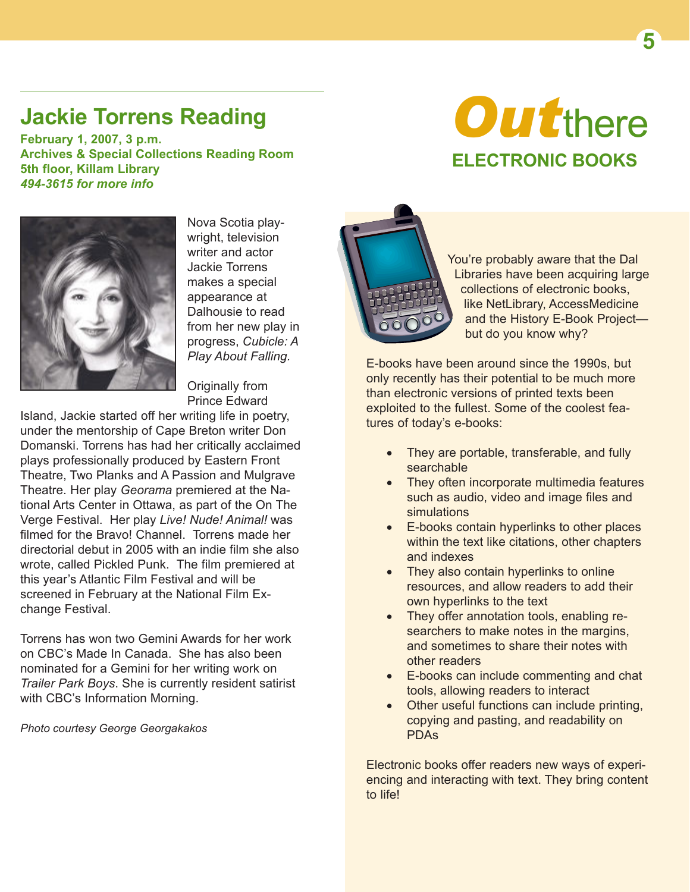## Jackie Torrens Reading

**February 1, 2007, 3 p.m.**
**Archives & Special Collections Reading Room**
**5th floor, Killam Library**
***494-3615 for more info***

Nova Scotia playwright, television writer and actor Jackie Torrens makes a special appearance at Dalhousie to read from her new play in progress, *Cubicle: A Play About Falling.*

Originally from Prince Edward Island, Jackie started off her writing life in poetry, under the mentorship of Cape Breton writer Don Domanski. Torrens has had her critically acclaimed plays professionally produced by Eastern Front Theatre, Two Planks and A Passion and Mulgrave Theatre. Her play *Georama* premiered at the National Arts Center in Ottawa, as part of the On The Verge Festival. Her play *Live! Nude! Animal!* was filmed for the Bravo! Channel. Torrens made her directorial debut in 2005 with an indie film she also wrote, called Pickled Punk. The film premiered at this year's Atlantic Film Festival and will be screened in February at the National Film Exchange Festival.

Torrens has won two Gemini Awards for her work on CBC's Made In Canada. She has also been nominated for a Gemini for her writing work on *Trailer Park Boys*. She is currently resident satirist with CBC's Information Morning.

*Photo courtesy George Georgakakos*

# *Out*there

## ELECTRONIC BOOKS

You're probably aware that the Dal Libraries have been acquiring large collections of electronic books, like NetLibrary, AccessMedicine and the History E-Book Project—but do you know why?

E-books have been around since the 1990s, but only recently has their potential to be much more than electronic versions of printed texts been exploited to the fullest. Some of the coolest features of today's e-books:

- They are portable, transferable, and fully searchable
- They often incorporate multimedia features such as audio, video and image files and simulations
- E-books contain hyperlinks to other places within the text like citations, other chapters and indexes
- They also contain hyperlinks to online resources, and allow readers to add their own hyperlinks to the text
- They offer annotation tools, enabling researchers to make notes in the margins, and sometimes to share their notes with other readers
- E-books can include commenting and chat tools, allowing readers to interact
- Other useful functions can include printing, copying and pasting, and readability on PDAs

Electronic books offer readers new ways of experiencing and interacting with text. They bring content to life!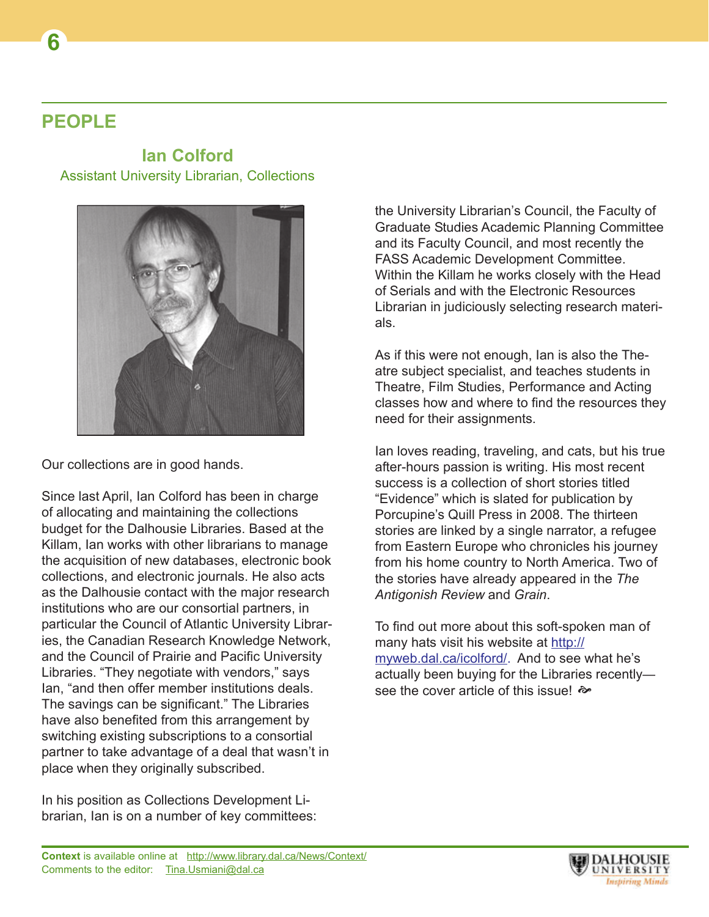## PEOPLE

### Ian Colford

Assistant University Librarian, Collections

Our collections are in good hands.

Since last April, Ian Colford has been in charge of allocating and maintaining the collections budget for the Dalhousie Libraries. Based at the Killam, Ian works with other librarians to manage the acquisition of new databases, electronic book collections, and electronic journals. He also acts as the Dalhousie contact with the major research institutions who are our consortial partners, in particular the Council of Atlantic University Libraries, the Canadian Research Knowledge Network, and the Council of Prairie and Pacific University Libraries. "They negotiate with vendors," says Ian, "and then offer member institutions deals. The savings can be significant." The Libraries have also benefited from this arrangement by switching existing subscriptions to a consortial partner to take advantage of a deal that wasn't in place when they originally subscribed.

In his position as Collections Development Librarian, Ian is on a number of key committees: the University Librarian's Council, the Faculty of Graduate Studies Academic Planning Committee and its Faculty Council, and most recently the FASS Academic Development Committee. Within the Killam he works closely with the Head of Serials and with the Electronic Resources Librarian in judiciously selecting research materials.

As if this were not enough, Ian is also the Theatre subject specialist, and teaches students in Theatre, Film Studies, Performance and Acting classes how and where to find the resources they need for their assignments.

Ian loves reading, traveling, and cats, but his true after-hours passion is writing. His most recent success is a collection of short stories titled "Evidence" which is slated for publication by Porcupine's Quill Press in 2008. The thirteen stories are linked by a single narrator, a refugee from Eastern Europe who chronicles his journey from his home country to North America. Two of the stories have already appeared in the *The Antigonish Review* and *Grain*.

To find out more about this soft-spoken man of many hats visit his website at http://myweb.dal.ca/icolford/. And to see what he's actually been buying for the Libraries recently—see the cover article of this issue!

**Context** is available online at http://www.library.dal.ca/News/Context/
Comments to the editor: Tina.Usmiani@dal.ca